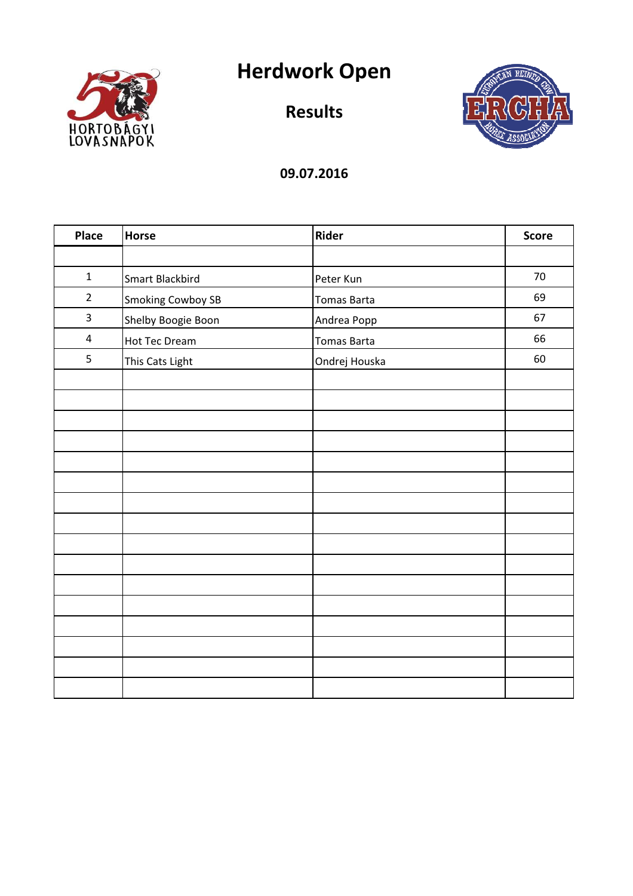# Herdwork Open

## Results

**09.07.2016**

| Place | Horse | Rider | Score |
|---|---|---|---|
| 1 | Smart Blackbird | Peter Kun | 70 |
| 2 | Smoking Cowboy SB | Tomas Barta | 69 |
| 3 | Shelby Boogie Boon | Andrea Popp | 67 |
| 4 | Hot Tec Dream | Tomas Barta | 66 |
| 5 | This Cats Light | Ondrej Houska | 60 |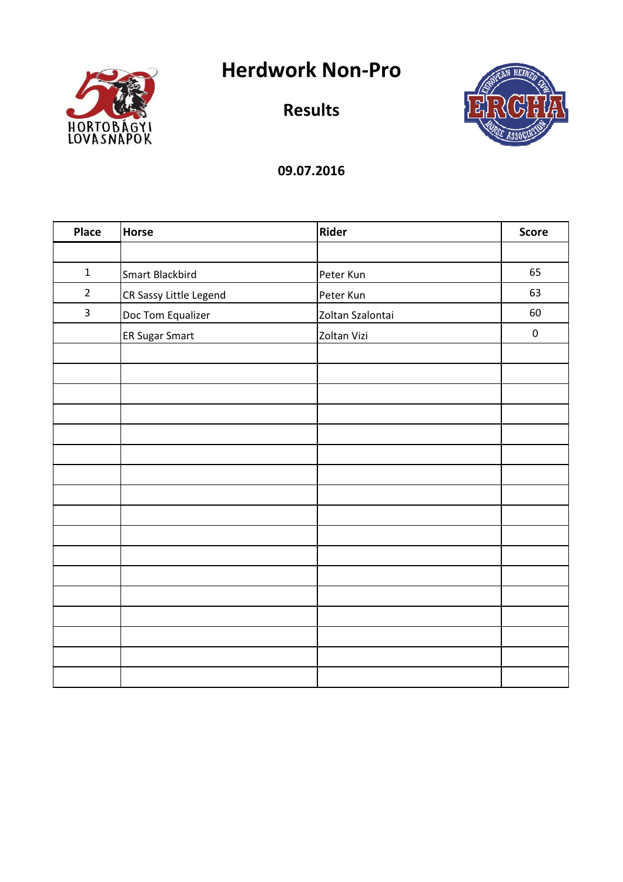# Herdwork Non-Pro

## Results

**09.07.2016**

| Place | Horse | Rider | Score |
|---|---|---|---|
| 1 | Smart Blackbird | Peter Kun | 65 |
| 2 | CR Sassy Little Legend | Peter Kun | 63 |
| 3 | Doc Tom Equalizer | Zoltan Szalontai | 60 |
| | ER Sugar Smart | Zoltan Vizi | 0 |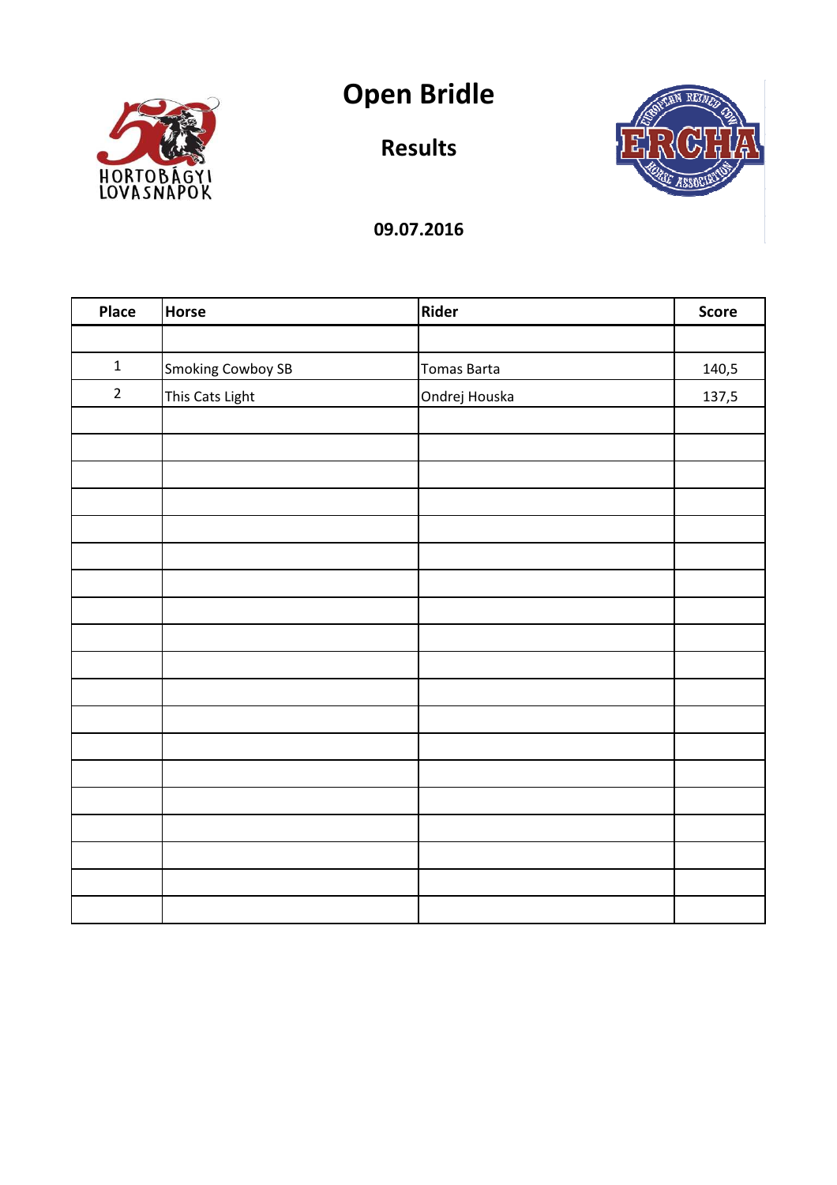# Open Bridle

## Results

**09.07.2016**

| Place | Horse | Rider | Score |
|---|---|---|---|
| 1 | Smoking Cowboy SB | Tomas Barta | 140,5 |
| 2 | This Cats Light | Ondrej Houska | 137,5 |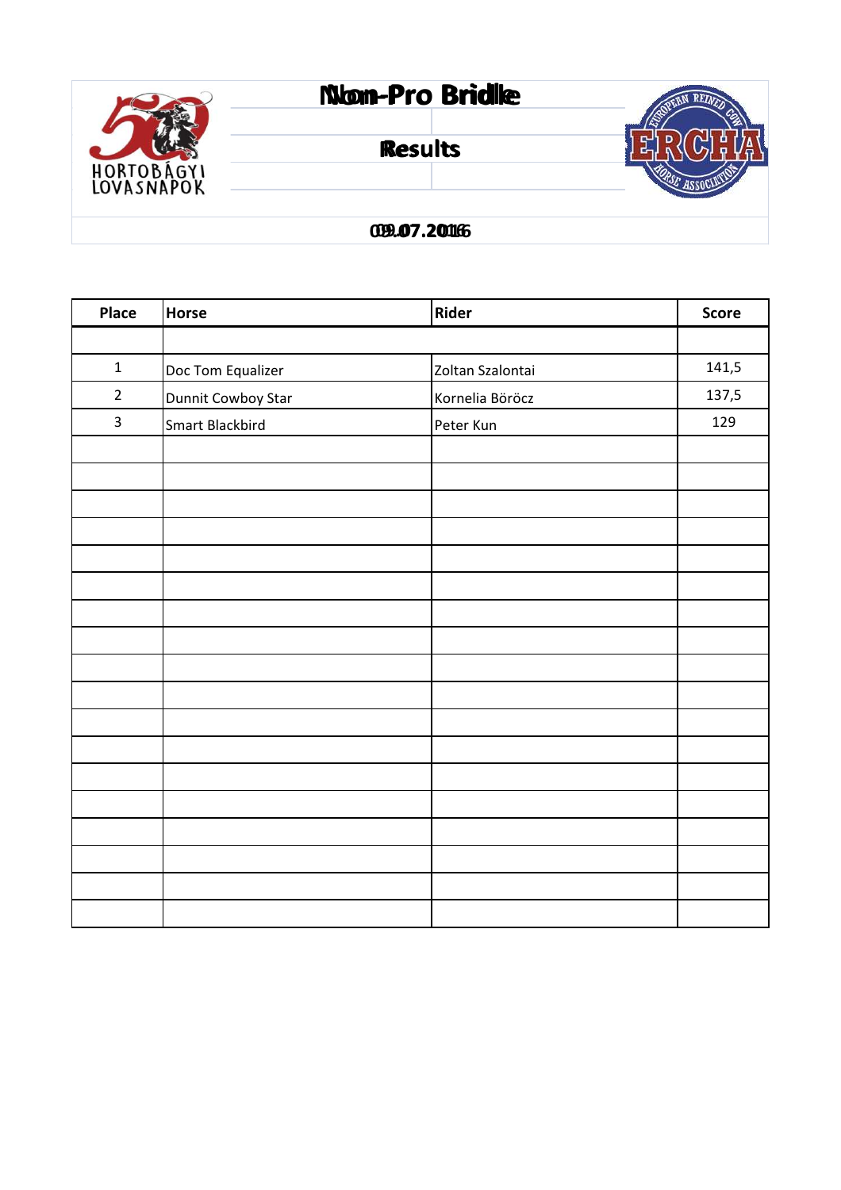# Non-Pro Bridle

## Results

**09.07.2016**

| Place | Horse | Rider | Score |
|---|---|---|---|
| 1 | Doc Tom Equalizer | Zoltan Szalontai | 141,5 |
| 2 | Dunnit Cowboy Star | Kornelia Böröcz | 137,5 |
| 3 | Smart Blackbird | Peter Kun | 129 |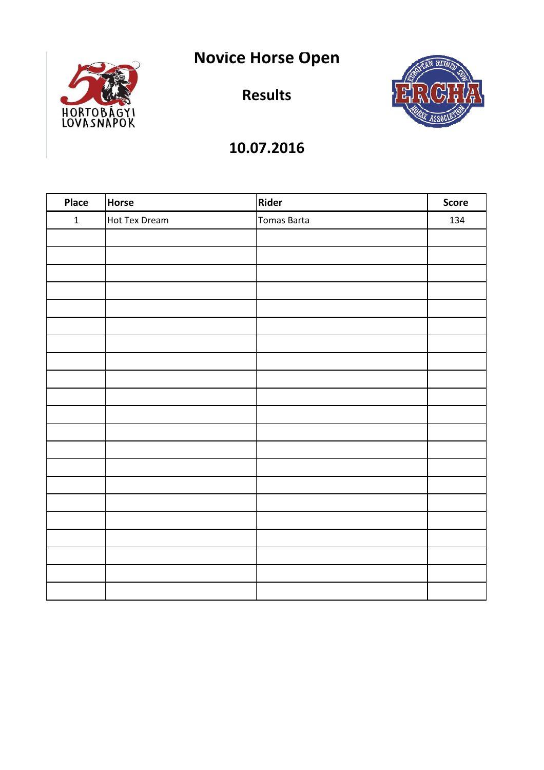# Novice Horse Open

## Results

## 10.07.2016

| Place | Horse | Rider | Score |
|---|---|---|---|
| 1 | Hot Tex Dream | Tomas Barta | 134 |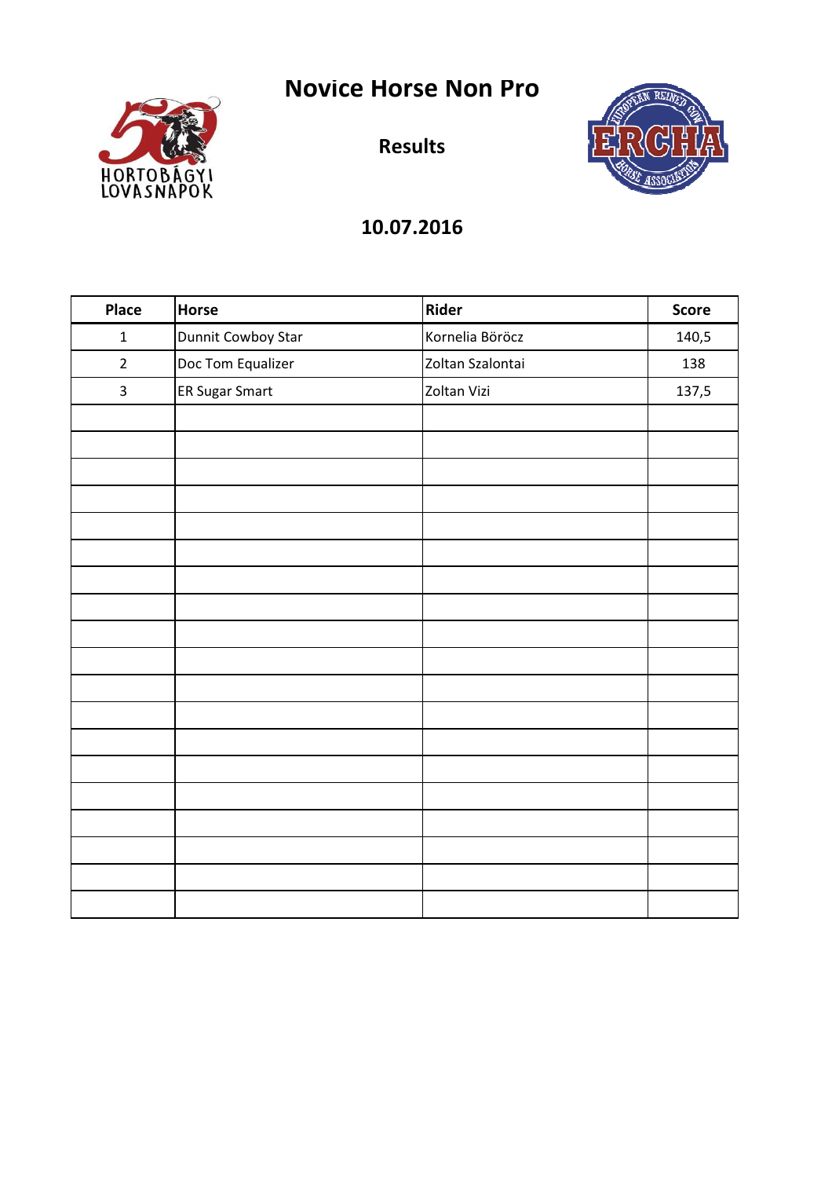# Novice Horse Non Pro

## Results

## 10.07.2016

| Place | Horse | Rider | Score |
|---|---|---|---|
| 1 | Dunnit Cowboy Star | Kornelia Böröcz | 140,5 |
| 2 | Doc Tom Equalizer | Zoltan Szalontai | 138 |
| 3 | ER Sugar Smart | Zoltan Vizi | 137,5 |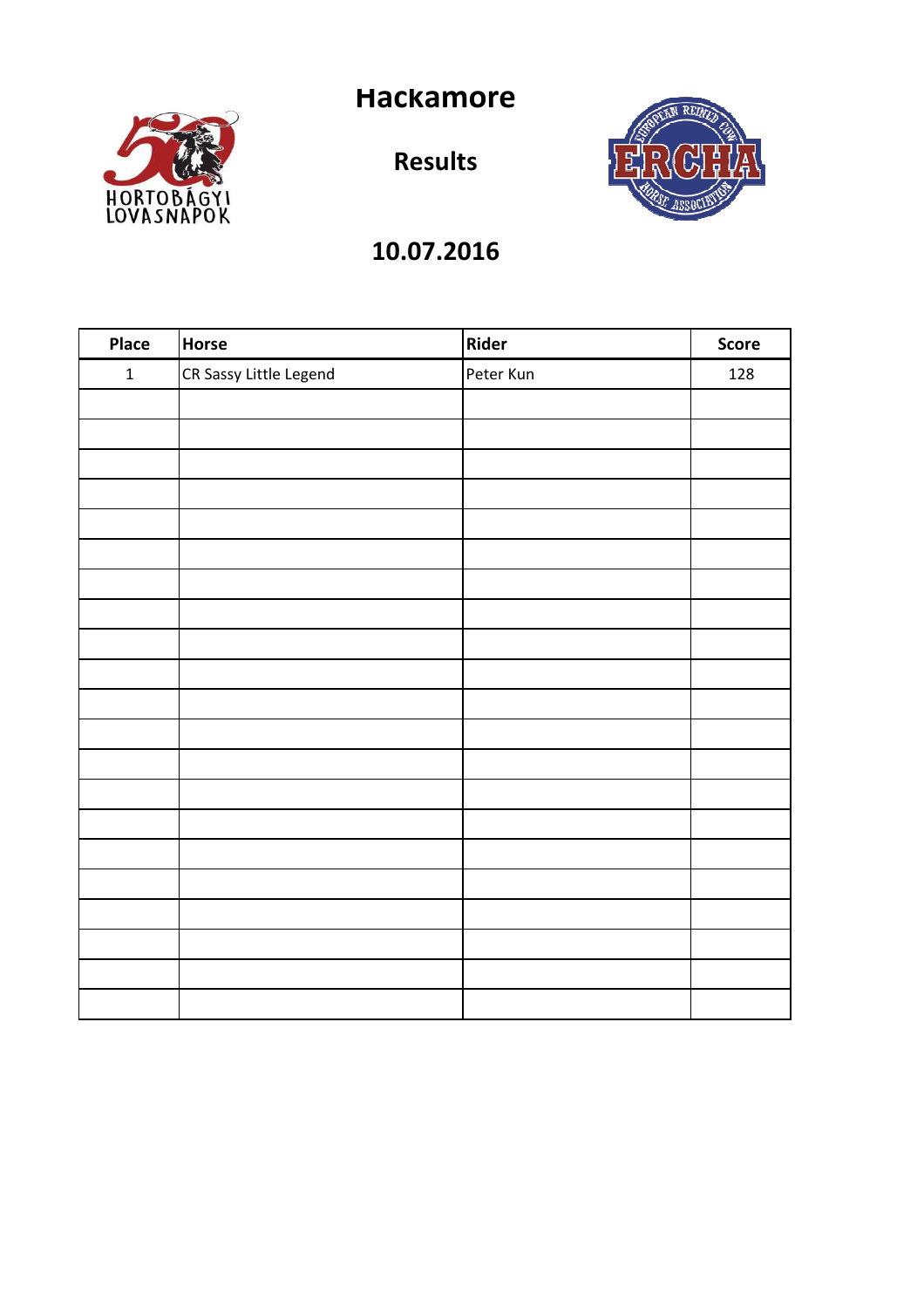# Hackamore

## Results

## 10.07.2016

| Place | Horse | Rider | Score |
|---|---|---|---|
| 1 | CR Sassy Little Legend | Peter Kun | 128 |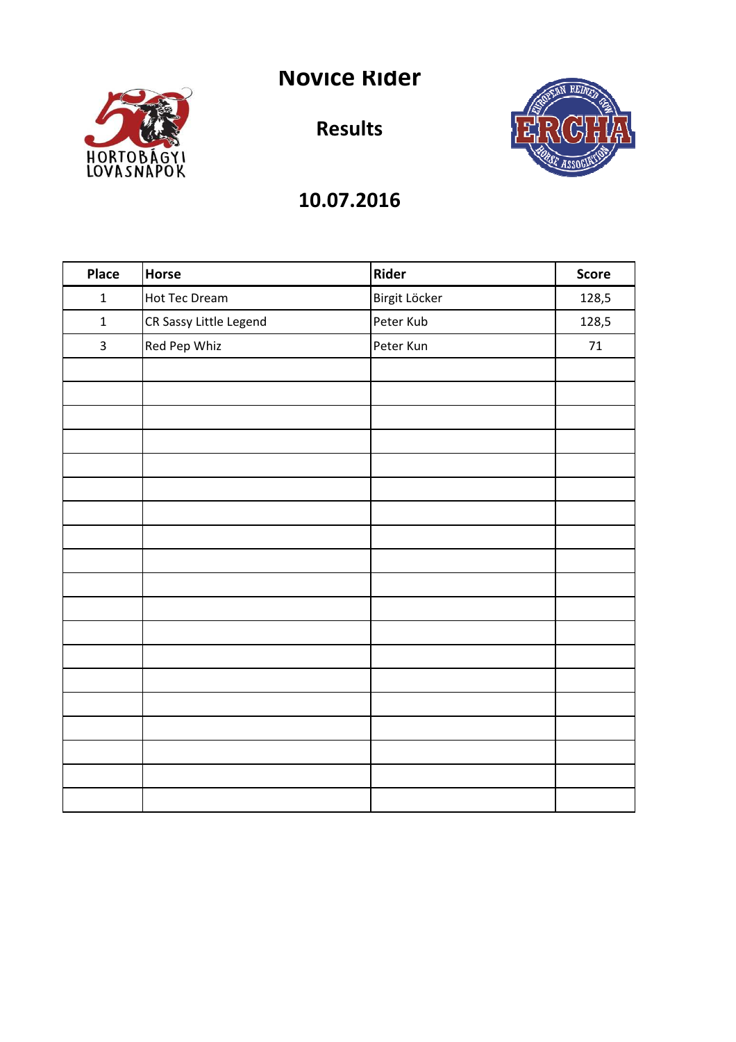# Novice Rider

## Results

## 10.07.2016

| Place | Horse | Rider | Score |
|---|---|---|---|
| 1 | Hot Tec Dream | Birgit Löcker | 128,5 |
| 1 | CR Sassy Little Legend | Peter Kub | 128,5 |
| 3 | Red Pep Whiz | Peter Kun | 71 |